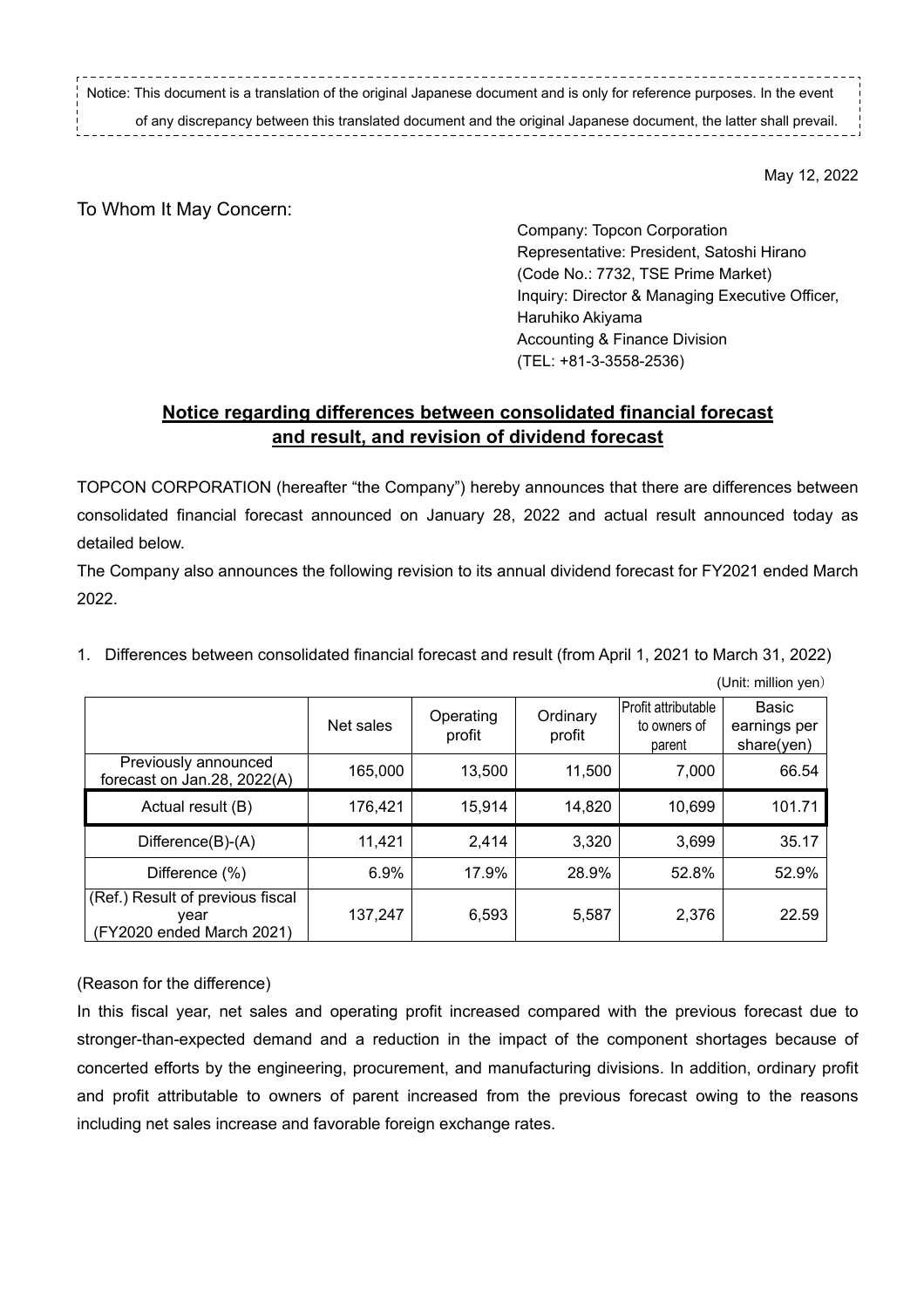Notice: This document is a translation of the original Japanese document and is only for reference purposes. In the event of any discrepancy between this translated document and the original Japanese document, the latter shall prevail.

May 12, 2022

To Whom It May Concern:

Company: Topcon Corporation
Representative: President, Satoshi Hirano
(Code No.: 7732, TSE Prime Market)
Inquiry: Director & Managing Executive Officer, Haruhiko Akiyama
Accounting & Finance Division
(TEL: +81-3-3558-2536)

# Notice regarding differences between consolidated financial forecast and result, and revision of dividend forecast

TOPCON CORPORATION (hereafter "the Company") hereby announces that there are differences between consolidated financial forecast announced on January 28, 2022 and actual result announced today as detailed below.

The Company also announces the following revision to its annual dividend forecast for FY2021 ended March 2022.

1. Differences between consolidated financial forecast and result (from April 1, 2021 to March 31, 2022)

(Unit: million yen)

| | Net sales | Operating profit | Ordinary profit | Profit attributable to owners of parent | Basic earnings per share(yen) |
|---|---|---|---|---|---|
| Previously announced forecast on Jan.28, 2022(A) | 165,000 | 13,500 | 11,500 | 7,000 | 66.54 |
| Actual result (B) | 176,421 | 15,914 | 14,820 | 10,699 | 101.71 |
| Difference(B)-(A) | 11,421 | 2,414 | 3,320 | 3,699 | 35.17 |
| Difference (%) | 6.9% | 17.9% | 28.9% | 52.8% | 52.9% |
| (Ref.) Result of previous fiscal year (FY2020 ended March 2021) | 137,247 | 6,593 | 5,587 | 2,376 | 22.59 |

(Reason for the difference)

In this fiscal year, net sales and operating profit increased compared with the previous forecast due to stronger-than-expected demand and a reduction in the impact of the component shortages because of concerted efforts by the engineering, procurement, and manufacturing divisions. In addition, ordinary profit and profit attributable to owners of parent increased from the previous forecast owing to the reasons including net sales increase and favorable foreign exchange rates.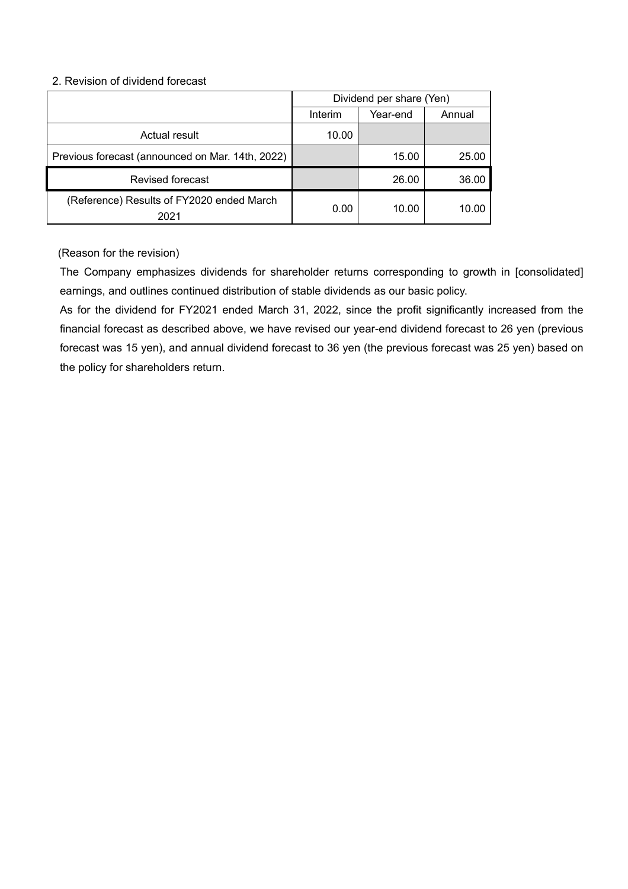2. Revision of dividend forecast

| | Dividend per share (Yen) | | |
|---|---|---|---|
| | Interim | Year-end | Annual |
| Actual result | 10.00 | | |
| Previous forecast (announced on Mar. 14th, 2022) | | 15.00 | 25.00 |
| Revised forecast | | 26.00 | 36.00 |
| (Reference) Results of FY2020 ended March 2021 | 0.00 | 10.00 | 10.00 |

(Reason for the revision)

The Company emphasizes dividends for shareholder returns corresponding to growth in [consolidated] earnings, and outlines continued distribution of stable dividends as our basic policy.

As for the dividend for FY2021 ended March 31, 2022, since the profit significantly increased from the financial forecast as described above, we have revised our year-end dividend forecast to 26 yen (previous forecast was 15 yen), and annual dividend forecast to 36 yen (the previous forecast was 25 yen) based on the policy for shareholders return.